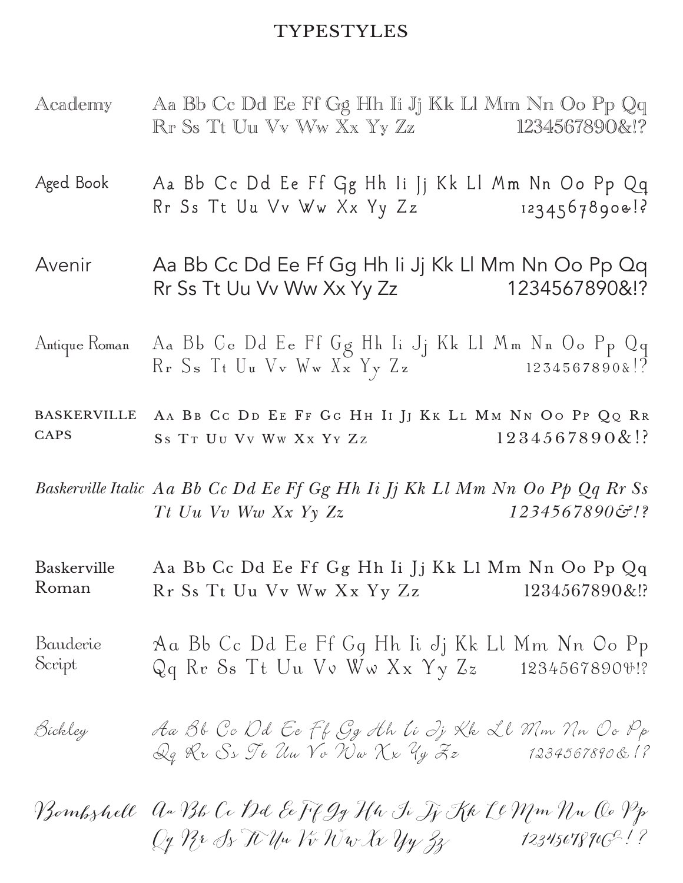# TYPESTYLES

| | |
|---|---|
| Academy | Aa Bb Cc Dd Ee Ff Gg Hh Ii Jj Kk Ll Mm Nn Oo Pp Qq Rr Ss Tt Uu Vv Ww Xx Yy Zz 1234567890&!? |
| Aged Book | Aa Bb Cc Dd Ee Ff Gg Hh Ii Jj Kk Ll Mm Nn Oo Pp Qq Rr Ss Tt Uu Vv Ww Xx Yy Zz 1234567890&!? |
| Avenir | Aa Bb Cc Dd Ee Ff Gg Hh Ii Jj Kk Ll Mm Nn Oo Pp Qq Rr Ss Tt Uu Vv Ww Xx Yy Zz 1234567890&!? |
| Antique Roman | Aa Bb Cc Dd Ee Ff Gg Hh Ii Jj Kk Ll Mm Nn Oo Pp Qq Rr Ss Tt Uu Vv Ww Xx Yy Zz 1234567890&!? |
| BASKERVILLE CAPS | AA BB CC DD EE FF GG HH II JJ KK LL MM NN OO PP QQ RR SS TT UU VV WW XX YY ZZ 1234567890&!? |
| *Baskerville Italic* | *Aa Bb Cc Dd Ee Ff Gg Hh Ii Jj Kk Ll Mm Nn Oo Pp Qq Rr Ss Tt Uu Vv Ww Xx Yy Zz 1234567890&!?* |
| Baskerville Roman | Aa Bb Cc Dd Ee Ff Gg Hh Ii Jj Kk Ll Mm Nn Oo Pp Qq Rr Ss Tt Uu Vv Ww Xx Yy Zz 1234567890&!? |
| Bauderie Script | Aa Bb Cc Dd Ee Ff Gg Hh Ii Jj Kk Ll Mm Nn Oo Pp Qq Rr Ss Tt Uu Vv Ww Xx Yy Zz 1234567890&!? |
| *Bickley* | *Aa Bb Cc Dd Ee Ff Gg Hh Ii Jj Kk Ll Mm Nn Oo Pp Qq Rr Ss Tt Uu Vv Ww Xx Yy Zz 1234567890&!?* |
| *Bombshell* | *Aa Bb Cc Dd Ee Ff Gg Hh Ii Jj Kk Ll Mm Nn Oo Pp Qq Rr Ss Tt Uu Vv Ww Xx Yy Zz 1234567890&!?* |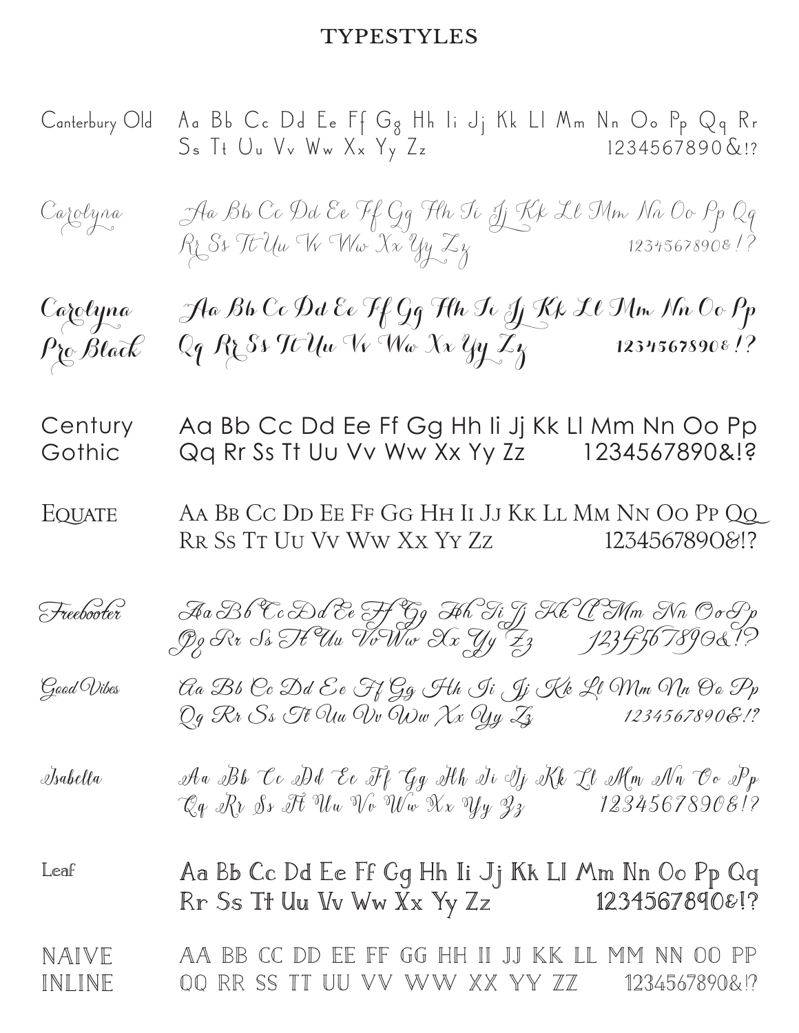# TYPESTYLES

| | |
|---|---|
| Canterbury Old | Aa Bb Cc Dd Ee Ff Gg Hh Ii Jj Kk Ll Mm Nn Oo Pp Qq Rr Ss Tt Uu Vv Ww Xx Yy Zz 1234567890&!? |
| Carolyna | Aa Bb Cc Dd Ee Ff Gg Hh Ii Jj Kk Ll Mm Nn Oo Pp Qq Rr Ss Tt Uu Vv Ww Xx Yy Zz 1234567890&!? |
| Carolyna Pro Black | Aa Bb Cc Dd Ee Ff Gg Hh Ii Jj Kk Ll Mm Nn Oo Pp Qq Rr Ss Tt Uu Vv Ww Xx Yy Zz 1234567890&!? |
| Century Gothic | Aa Bb Cc Dd Ee Ff Gg Hh Ii Jj Kk Ll Mm Nn Oo Pp Qq Rr Ss Tt Uu Vv Ww Xx Yy Zz 1234567890&!? |
| EQUATE | AA BB CC DD EE FF GG HH II JJ KK LL MM NN OO PP QQ RR SS TT UU VV WW XX YY ZZ 1234567890&!? |
| Freebooter | Aa Bb Cc Dd Ee Ff Gg Hh Ii Jj Kk Ll Mm Nn Oo Pp Qq Rr Ss Tt Uu Vv Ww Xx Yy Zz 1234567890&!? |
| Good Vibes | Aa Bb Cc Dd Ee Ff Gg Hh Ii Jj Kk Ll Mm Nn Oo Pp Qq Rr Ss Tt Uu Vv Ww Xx Yy Zz 1234567890&!? |
| Isabella | Aa Bb Cc Dd Ee Ff Gg Hh Ii Jj Kk Ll Mm Nn Oo Pp Qq Rr Ss Tt Uu Vv Ww Xx Yy Zz 1234567890&!? |
| Leaf | Aa Bb Cc Dd Ee Ff Gg Hh Ii Jj Kk Ll Mm Nn Oo Pp Qq Rr Ss Tt Uu Vv Ww Xx Yy Zz 1234567890&!? |
| NAIVE INLINE | AA BB CC DD EE FF GG HH II JJ KK LL MM NN OO PP QQ RR SS TT UU VV WW XX YY ZZ 1234567890&!? |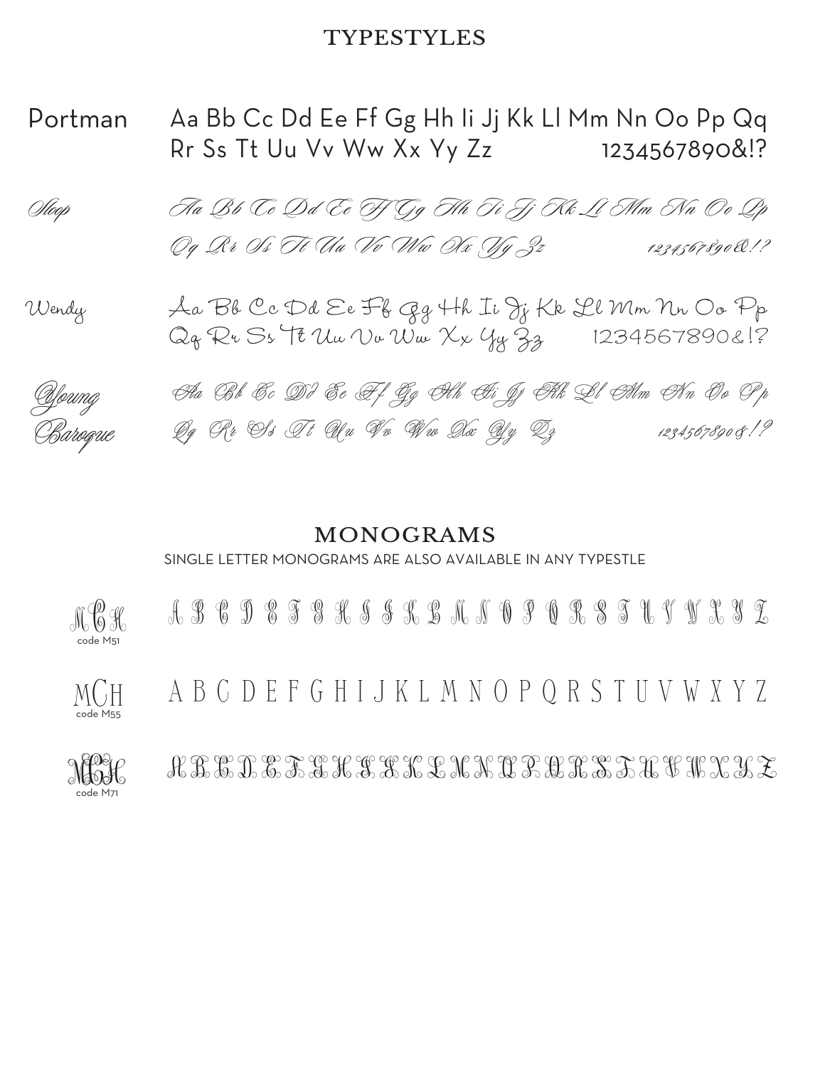# TYPESTYLES

| | |
|---|---|
| Portman | Aa Bb Cc Dd Ee Ff Gg Hh Ii Jj Kk Ll Mm Nn Oo Pp Qq Rr Ss Tt Uu Vv Ww Xx Yy Zz 1234567890&!? |
| Sloop | Aa Bb Cc Dd Ee Ff Gg Hh Ii Jj Kk Ll Mm Nn Oo Pp Qq Rr Ss Tt Uu Vv Ww Xx Yy Zz 1234567890&!? |
| Wendy | Aa Bb Cc Dd Ee Ff Gg Hh Ii Jj Kk Ll Mm Nn Oo Pp Qq Rr Ss Tt Uu Vv Ww Xx Yy Zz 1234567890&!? |
| Young Baroque | Aa Bb Cc Dd Ee Ff Gg Hh Ii Jj Kk Ll Mm Nn Oo Pp Qq Rr Ss Tt Uu Vv Ww Xx Yy Zz 1234567890&!? |

# MONOGRAMS

SINGLE LETTER MONOGRAMS ARE ALSO AVAILABLE IN ANY TYPESTLE

| | |
|---|---|
| MCH code M51 | A B C D E F G H I J K L M N O P Q R S T U V W X Y Z |
| MCH code M55 | A B C D E F G H I J K L M N O P Q R S T U V W X Y Z |
| MCH code M71 | A B C D E F G H I J K L M N O P Q R S T U V W X Y Z |